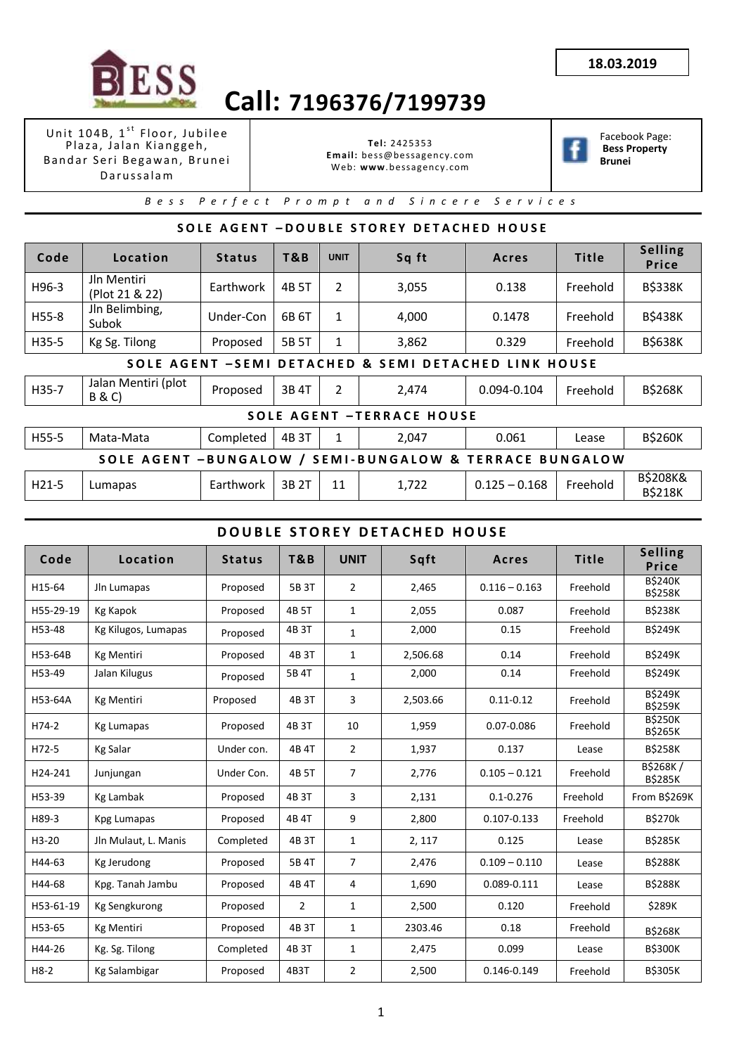18.03.2019

BESS

# Call: 7196376/7199739

| Unit 104B, 1st Floor, Jubilee Plaza, Jalan Kianggeh, Bandar Seri Begawan, Brunei Darussalam | **Tel:** 2425353<br>**Email:** bess@bessagency.com<br>Web: **www**.bessagency.com | Facebook Page: **Bess Property Brunei** |
|---|---|---|

*Bess Perfect Prompt and Sincere Services*

## SOLE AGENT –DOUBLE STOREY DETACHED HOUSE

| Code | Location | Status | T&B | UNIT | Sq ft | Acres | Title | Selling Price |
|---|---|---|---|---|---|---|---|---|
| H96-3 | Jln Mentiri (Plot 21 & 22) | Earthwork | 4B 5T | 2 | 3,055 | 0.138 | Freehold | B$338K |
| H55-8 | Jln Belimbing, Subok | Under-Con | 6B 6T | 1 | 4,000 | 0.1478 | Freehold | B$438K |
| H35-5 | Kg Sg. Tilong | Proposed | 5B 5T | 1 | 3,862 | 0.329 | Freehold | B$638K |

## SOLE AGENT –SEMI DETACHED & SEMI DETACHED LINK HOUSE

| Code | Location | Status | T&B | UNIT | Sq ft | Acres | Title | Selling Price |
|---|---|---|---|---|---|---|---|---|
| H35-7 | Jalan Mentiri (plot B & C) | Proposed | 3B 4T | 2 | 2,474 | 0.094-0.104 | Freehold | B$268K |

## SOLE AGENT –TERRACE HOUSE

| Code | Location | Status | T&B | UNIT | Sq ft | Acres | Title | Selling Price |
|---|---|---|---|---|---|---|---|---|
| H55-5 | Mata-Mata | Completed | 4B 3T | 1 | 2,047 | 0.061 | Lease | B$260K |

## SOLE AGENT –BUNGALOW / SEMI-BUNGALOW & TERRACE BUNGALOW

| Code | Location | Status | T&B | UNIT | Sq ft | Acres | Title | Selling Price |
|---|---|---|---|---|---|---|---|---|
| H21-5 | Lumapas | Earthwork | 3B 2T | 11 | 1,722 | 0.125 – 0.168 | Freehold | B$208K& B$218K |

## DOUBLE STOREY DETACHED HOUSE

| Code | Location | Status | T&B | UNIT | Sqft | Acres | Title | Selling Price |
|---|---|---|---|---|---|---|---|---|
| H15-64 | Jln Lumapas | Proposed | 5B 3T | 2 | 2,465 | 0.116 – 0.163 | Freehold | B$240K B$258K |
| H55-29-19 | Kg Kapok | Proposed | 4B 5T | 1 | 2,055 | 0.087 | Freehold | B$238K |
| H53-48 | Kg Kilugos, Lumapas | Proposed | 4B 3T | 1 | 2,000 | 0.15 | Freehold | B$249K |
| H53-64B | Kg Mentiri | Proposed | 4B 3T | 1 | 2,506.68 | 0.14 | Freehold | B$249K |
| H53-49 | Jalan Kilugus | Proposed | 5B 4T | 1 | 2,000 | 0.14 | Freehold | B$249K |
| H53-64A | Kg Mentiri | Proposed | 4B 3T | 3 | 2,503.66 | 0.11-0.12 | Freehold | B$249K B$259K |
| H74-2 | Kg Lumapas | Proposed | 4B 3T | 10 | 1,959 | 0.07-0.086 | Freehold | B$250K B$265K |
| H72-5 | Kg Salar | Under con. | 4B 4T | 2 | 1,937 | 0.137 | Lease | B$258K |
| H24-241 | Junjungan | Under Con. | 4B 5T | 7 | 2,776 | 0.105 – 0.121 | Freehold | B$268K / B$285K |
| H53-39 | Kg Lambak | Proposed | 4B 3T | 3 | 2,131 | 0.1-0.276 | Freehold | From B$269K |
| H89-3 | Kpg Lumapas | Proposed | 4B 4T | 9 | 2,800 | 0.107-0.133 | Freehold | B$270k |
| H3-20 | Jln Mulaut, L. Manis | Completed | 4B 3T | 1 | 2, 117 | 0.125 | Lease | B$285K |
| H44-63 | Kg Jerudong | Proposed | 5B 4T | 7 | 2,476 | 0.109 – 0.110 | Lease | B$288K |
| H44-68 | Kpg. Tanah Jambu | Proposed | 4B 4T | 4 | 1,690 | 0.089-0.111 | Lease | B$288K |
| H53-61-19 | Kg Sengkurong | Proposed | 2 | 1 | 2,500 | 0.120 | Freehold | $289K |
| H53-65 | Kg Mentiri | Proposed | 4B 3T | 1 | 2303.46 | 0.18 | Freehold | B$268K |
| H44-26 | Kg. Sg. Tilong | Completed | 4B 3T | 1 | 2,475 | 0.099 | Lease | B$300K |
| H8-2 | Kg Salambigar | Proposed | 4B3T | 2 | 2,500 | 0.146-0.149 | Freehold | B$305K |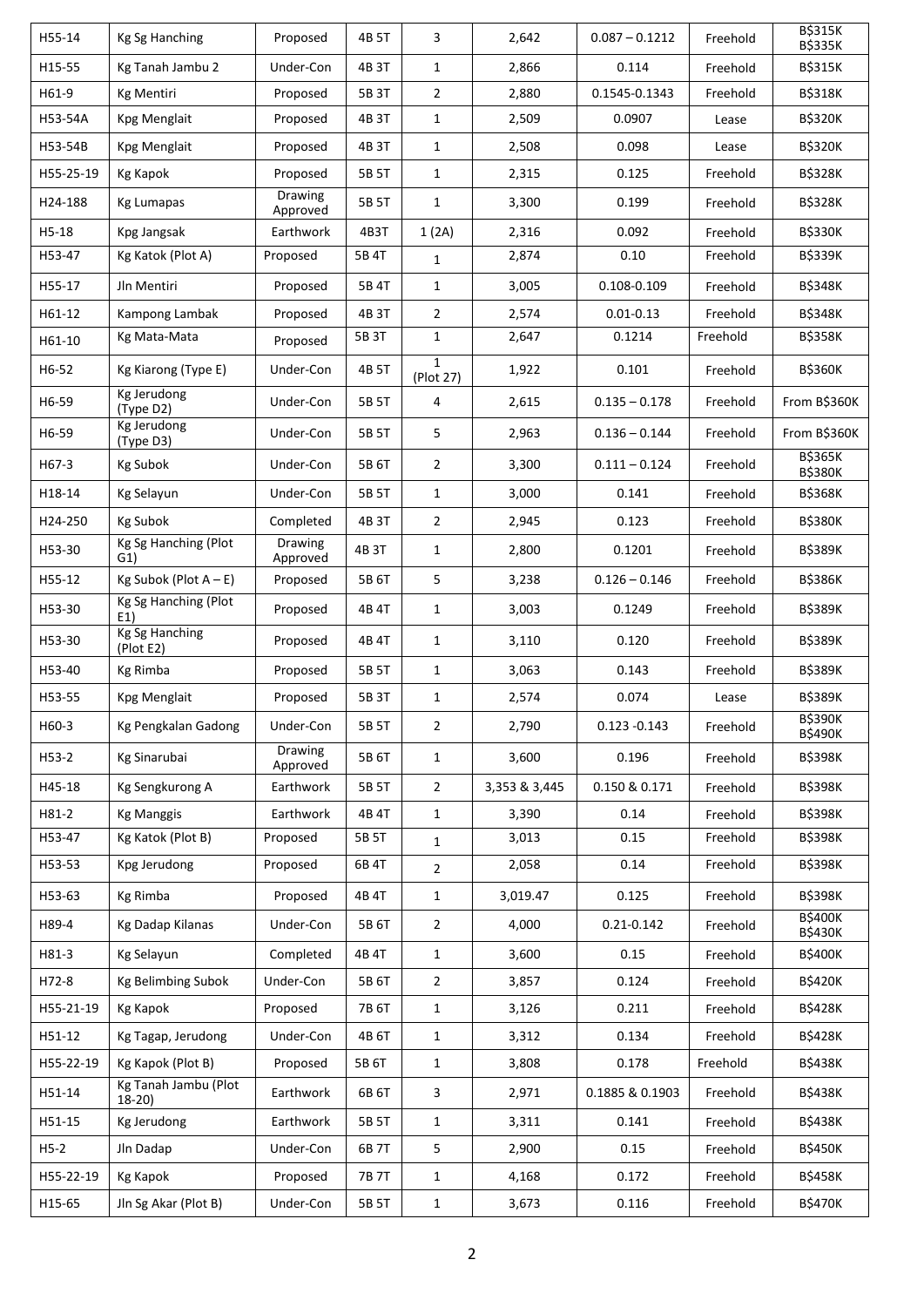| H55-14 | Kg Sg Hanching | Proposed | 4B 5T | 3 | 2,642 | 0.087 – 0.1212 | Freehold | B$315K B$335K |
|---|---|---|---|---|---|---|---|---|
| H15-55 | Kg Tanah Jambu 2 | Under-Con | 4B 3T | 1 | 2,866 | 0.114 | Freehold | B$315K |
| H61-9 | Kg Mentiri | Proposed | 5B 3T | 2 | 2,880 | 0.1545-0.1343 | Freehold | B$318K |
| H53-54A | Kpg Menglait | Proposed | 4B 3T | 1 | 2,509 | 0.0907 | Lease | B$320K |
| H53-54B | Kpg Menglait | Proposed | 4B 3T | 1 | 2,508 | 0.098 | Lease | B$320K |
| H55-25-19 | Kg Kapok | Proposed | 5B 5T | 1 | 2,315 | 0.125 | Freehold | B$328K |
| H24-188 | Kg Lumapas | Drawing Approved | 5B 5T | 1 | 3,300 | 0.199 | Freehold | B$328K |
| H5-18 | Kpg Jangsak | Earthwork | 4B3T | 1 (2A) | 2,316 | 0.092 | Freehold | B$330K |
| H53-47 | Kg Katok (Plot A) | Proposed | 5B 4T | 1 | 2,874 | 0.10 | Freehold | B$339K |
| H55-17 | Jln Mentiri | Proposed | 5B 4T | 1 | 3,005 | 0.108-0.109 | Freehold | B$348K |
| H61-12 | Kampong Lambak | Proposed | 4B 3T | 2 | 2,574 | 0.01-0.13 | Freehold | B$348K |
| H61-10 | Kg Mata-Mata | Proposed | 5B 3T | 1 | 2,647 | 0.1214 | Freehold | B$358K |
| H6-52 | Kg Kiarong (Type E) | Under-Con | 4B 5T | 1 (Plot 27) | 1,922 | 0.101 | Freehold | B$360K |
| H6-59 | Kg Jerudong (Type D2) | Under-Con | 5B 5T | 4 | 2,615 | 0.135 – 0.178 | Freehold | From B$360K |
| H6-59 | Kg Jerudong (Type D3) | Under-Con | 5B 5T | 5 | 2,963 | 0.136 – 0.144 | Freehold | From B$360K |
| H67-3 | Kg Subok | Under-Con | 5B 6T | 2 | 3,300 | 0.111 – 0.124 | Freehold | B$365K B$380K |
| H18-14 | Kg Selayun | Under-Con | 5B 5T | 1 | 3,000 | 0.141 | Freehold | B$368K |
| H24-250 | Kg Subok | Completed | 4B 3T | 2 | 2,945 | 0.123 | Freehold | B$380K |
| H53-30 | Kg Sg Hanching (Plot G1) | Drawing Approved | 4B 3T | 1 | 2,800 | 0.1201 | Freehold | B$389K |
| H55-12 | Kg Subok (Plot A – E) | Proposed | 5B 6T | 5 | 3,238 | 0.126 – 0.146 | Freehold | B$386K |
| H53-30 | Kg Sg Hanching (Plot E1) | Proposed | 4B 4T | 1 | 3,003 | 0.1249 | Freehold | B$389K |
| H53-30 | Kg Sg Hanching (Plot E2) | Proposed | 4B 4T | 1 | 3,110 | 0.120 | Freehold | B$389K |
| H53-40 | Kg Rimba | Proposed | 5B 5T | 1 | 3,063 | 0.143 | Freehold | B$389K |
| H53-55 | Kpg Menglait | Proposed | 5B 3T | 1 | 2,574 | 0.074 | Lease | B$389K |
| H60-3 | Kg Pengkalan Gadong | Under-Con | 5B 5T | 2 | 2,790 | 0.123 -0.143 | Freehold | B$390K B$490K |
| H53-2 | Kg Sinarubai | Drawing Approved | 5B 6T | 1 | 3,600 | 0.196 | Freehold | B$398K |
| H45-18 | Kg Sengkurong A | Earthwork | 5B 5T | 2 | 3,353 & 3,445 | 0.150 & 0.171 | Freehold | B$398K |
| H81-2 | Kg Manggis | Earthwork | 4B 4T | 1 | 3,390 | 0.14 | Freehold | B$398K |
| H53-47 | Kg Katok (Plot B) | Proposed | 5B 5T | 1 | 3,013 | 0.15 | Freehold | B$398K |
| H53-53 | Kpg Jerudong | Proposed | 6B 4T | 2 | 2,058 | 0.14 | Freehold | B$398K |
| H53-63 | Kg Rimba | Proposed | 4B 4T | 1 | 3,019.47 | 0.125 | Freehold | B$398K |
| H89-4 | Kg Dadap Kilanas | Under-Con | 5B 6T | 2 | 4,000 | 0.21-0.142 | Freehold | B$400K B$430K |
| H81-3 | Kg Selayun | Completed | 4B 4T | 1 | 3,600 | 0.15 | Freehold | B$400K |
| H72-8 | Kg Belimbing Subok | Under-Con | 5B 6T | 2 | 3,857 | 0.124 | Freehold | B$420K |
| H55-21-19 | Kg Kapok | Proposed | 7B 6T | 1 | 3,126 | 0.211 | Freehold | B$428K |
| H51-12 | Kg Tagap, Jerudong | Under-Con | 4B 6T | 1 | 3,312 | 0.134 | Freehold | B$428K |
| H55-22-19 | Kg Kapok (Plot B) | Proposed | 5B 6T | 1 | 3,808 | 0.178 | Freehold | B$438K |
| H51-14 | Kg Tanah Jambu (Plot 18-20) | Earthwork | 6B 6T | 3 | 2,971 | 0.1885 & 0.1903 | Freehold | B$438K |
| H51-15 | Kg Jerudong | Earthwork | 5B 5T | 1 | 3,311 | 0.141 | Freehold | B$438K |
| H5-2 | Jln Dadap | Under-Con | 6B 7T | 5 | 2,900 | 0.15 | Freehold | B$450K |
| H55-22-19 | Kg Kapok | Proposed | 7B 7T | 1 | 4,168 | 0.172 | Freehold | B$458K |
| H15-65 | Jln Sg Akar (Plot B) | Under-Con | 5B 5T | 1 | 3,673 | 0.116 | Freehold | B$470K |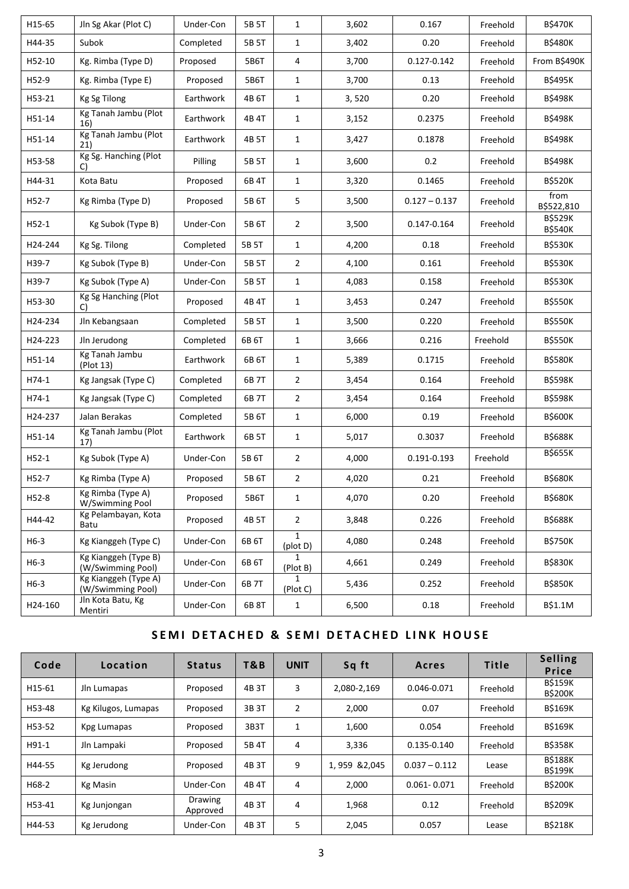| H15-65 | Jln Sg Akar (Plot C) | Under-Con | 5B 5T | 1 | 3,602 | 0.167 | Freehold | B$470K |
|---|---|---|---|---|---|---|---|---|
| H44-35 | Subok | Completed | 5B 5T | 1 | 3,402 | 0.20 | Freehold | B$480K |
| H52-10 | Kg. Rimba (Type D) | Proposed | 5B6T | 4 | 3,700 | 0.127-0.142 | Freehold | From B$490K |
| H52-9 | Kg. Rimba (Type E) | Proposed | 5B6T | 1 | 3,700 | 0.13 | Freehold | B$495K |
| H53-21 | Kg Sg Tilong | Earthwork | 4B 6T | 1 | 3, 520 | 0.20 | Freehold | B$498K |
| H51-14 | Kg Tanah Jambu (Plot 16) | Earthwork | 4B 4T | 1 | 3,152 | 0.2375 | Freehold | B$498K |
| H51-14 | Kg Tanah Jambu (Plot 21) | Earthwork | 4B 5T | 1 | 3,427 | 0.1878 | Freehold | B$498K |
| H53-58 | Kg Sg. Hanching (Plot C) | Pilling | 5B 5T | 1 | 3,600 | 0.2 | Freehold | B$498K |
| H44-31 | Kota Batu | Proposed | 6B 4T | 1 | 3,320 | 0.1465 | Freehold | B$520K |
| H52-7 | Kg Rimba (Type D) | Proposed | 5B 6T | 5 | 3,500 | 0.127 – 0.137 | Freehold | from B$522,810 |
| H52-1 | Kg Subok (Type B) | Under-Con | 5B 6T | 2 | 3,500 | 0.147-0.164 | Freehold | B$529K B$540K |
| H24-244 | Kg Sg. Tilong | Completed | 5B 5T | 1 | 4,200 | 0.18 | Freehold | B$530K |
| H39-7 | Kg Subok (Type B) | Under-Con | 5B 5T | 2 | 4,100 | 0.161 | Freehold | B$530K |
| H39-7 | Kg Subok (Type A) | Under-Con | 5B 5T | 1 | 4,083 | 0.158 | Freehold | B$530K |
| H53-30 | Kg Sg Hanching (Plot C) | Proposed | 4B 4T | 1 | 3,453 | 0.247 | Freehold | B$550K |
| H24-234 | Jln Kebangsaan | Completed | 5B 5T | 1 | 3,500 | 0.220 | Freehold | B$550K |
| H24-223 | Jln Jerudong | Completed | 6B 6T | 1 | 3,666 | 0.216 | Freehold | B$550K |
| H51-14 | Kg Tanah Jambu (Plot 13) | Earthwork | 6B 6T | 1 | 5,389 | 0.1715 | Freehold | B$580K |
| H74-1 | Kg Jangsak (Type C) | Completed | 6B 7T | 2 | 3,454 | 0.164 | Freehold | B$598K |
| H74-1 | Kg Jangsak (Type C) | Completed | 6B 7T | 2 | 3,454 | 0.164 | Freehold | B$598K |
| H24-237 | Jalan Berakas | Completed | 5B 6T | 1 | 6,000 | 0.19 | Freehold | B$600K |
| H51-14 | Kg Tanah Jambu (Plot 17) | Earthwork | 6B 5T | 1 | 5,017 | 0.3037 | Freehold | B$688K |
| H52-1 | Kg Subok (Type A) | Under-Con | 5B 6T | 2 | 4,000 | 0.191-0.193 | Freehold | B$655K |
| H52-7 | Kg Rimba (Type A) | Proposed | 5B 6T | 2 | 4,020 | 0.21 | Freehold | B$680K |
| H52-8 | Kg Rimba (Type A) W/Swimming Pool | Proposed | 5B6T | 1 | 4,070 | 0.20 | Freehold | B$680K |
| H44-42 | Kg Pelambayan, Kota Batu | Proposed | 4B 5T | 2 | 3,848 | 0.226 | Freehold | B$688K |
| H6-3 | Kg Kianggeh (Type C) | Under-Con | 6B 6T | 1 (plot D) | 4,080 | 0.248 | Freehold | B$750K |
| H6-3 | Kg Kianggeh (Type B) (W/Swimming Pool) | Under-Con | 6B 6T | 1 (Plot B) | 4,661 | 0.249 | Freehold | B$830K |
| H6-3 | Kg Kianggeh (Type A) (W/Swimming Pool) | Under-Con | 6B 7T | 1 (Plot C) | 5,436 | 0.252 | Freehold | B$850K |
| H24-160 | Jln Kota Batu, Kg Mentiri | Under-Con | 6B 8T | 1 | 6,500 | 0.18 | Freehold | B$1.1M |

## SEMI DETACHED & SEMI DETACHED LINK HOUSE

| Code | Location | Status | T&B | UNIT | Sq ft | Acres | Title | Selling Price |
|---|---|---|---|---|---|---|---|---|
| H15-61 | Jln Lumapas | Proposed | 4B 3T | 3 | 2,080-2,169 | 0.046-0.071 | Freehold | B$159K B$200K |
| H53-48 | Kg Kilugos, Lumapas | Proposed | 3B 3T | 2 | 2,000 | 0.07 | Freehold | B$169K |
| H53-52 | Kpg Lumapas | Proposed | 3B3T | 1 | 1,600 | 0.054 | Freehold | B$169K |
| H91-1 | Jln Lampaki | Proposed | 5B 4T | 4 | 3,336 | 0.135-0.140 | Freehold | B$358K |
| H44-55 | Kg Jerudong | Proposed | 4B 3T | 9 | 1, 959 &2,045 | 0.037 – 0.112 | Lease | B$188K B$199K |
| H68-2 | Kg Masin | Under-Con | 4B 4T | 4 | 2,000 | 0.061- 0.071 | Freehold | B$200K |
| H53-41 | Kg Junjongan | Drawing Approved | 4B 3T | 4 | 1,968 | 0.12 | Freehold | B$209K |
| H44-53 | Kg Jerudong | Under-Con | 4B 3T | 5 | 2,045 | 0.057 | Lease | B$218K |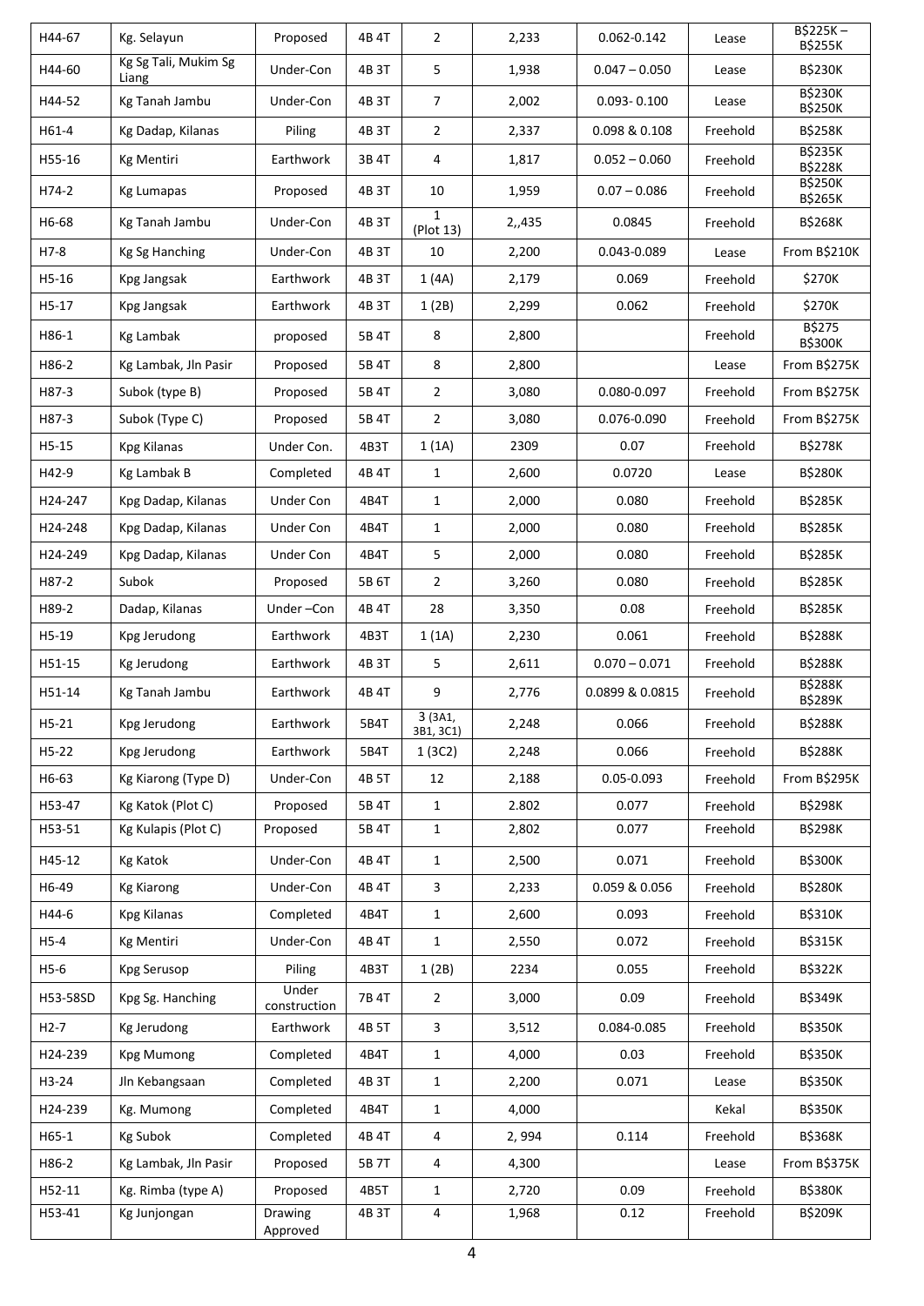| H44-67 | Kg. Selayun | Proposed | 4B 4T | 2 | 2,233 | 0.062-0.142 | Lease | B$225K – B$255K |
|---|---|---|---|---|---|---|---|---|
| H44-60 | Kg Sg Tali, Mukim Sg Liang | Under-Con | 4B 3T | 5 | 1,938 | 0.047 – 0.050 | Lease | B$230K |
| H44-52 | Kg Tanah Jambu | Under-Con | 4B 3T | 7 | 2,002 | 0.093- 0.100 | Lease | B$230K B$250K |
| H61-4 | Kg Dadap, Kilanas | Piling | 4B 3T | 2 | 2,337 | 0.098 & 0.108 | Freehold | B$258K |
| H55-16 | Kg Mentiri | Earthwork | 3B 4T | 4 | 1,817 | 0.052 – 0.060 | Freehold | B$235K B$228K |
| H74-2 | Kg Lumapas | Proposed | 4B 3T | 10 | 1,959 | 0.07 – 0.086 | Freehold | B$250K B$265K |
| H6-68 | Kg Tanah Jambu | Under-Con | 4B 3T | 1 (Plot 13) | 2,,435 | 0.0845 | Freehold | B$268K |
| H7-8 | Kg Sg Hanching | Under-Con | 4B 3T | 10 | 2,200 | 0.043-0.089 | Lease | From B$210K |
| H5-16 | Kpg Jangsak | Earthwork | 4B 3T | 1 (4A) | 2,179 | 0.069 | Freehold | $270K |
| H5-17 | Kpg Jangsak | Earthwork | 4B 3T | 1 (2B) | 2,299 | 0.062 | Freehold | $270K |
| H86-1 | Kg Lambak | proposed | 5B 4T | 8 | 2,800 | | Freehold | B$275 B$300K |
| H86-2 | Kg Lambak, Jln Pasir | Proposed | 5B 4T | 8 | 2,800 | | Lease | From B$275K |
| H87-3 | Subok (type B) | Proposed | 5B 4T | 2 | 3,080 | 0.080-0.097 | Freehold | From B$275K |
| H87-3 | Subok (Type C) | Proposed | 5B 4T | 2 | 3,080 | 0.076-0.090 | Freehold | From B$275K |
| H5-15 | Kpg Kilanas | Under Con. | 4B3T | 1 (1A) | 2309 | 0.07 | Freehold | B$278K |
| H42-9 | Kg Lambak B | Completed | 4B 4T | 1 | 2,600 | 0.0720 | Lease | B$280K |
| H24-247 | Kpg Dadap, Kilanas | Under Con | 4B4T | 1 | 2,000 | 0.080 | Freehold | B$285K |
| H24-248 | Kpg Dadap, Kilanas | Under Con | 4B4T | 1 | 2,000 | 0.080 | Freehold | B$285K |
| H24-249 | Kpg Dadap, Kilanas | Under Con | 4B4T | 5 | 2,000 | 0.080 | Freehold | B$285K |
| H87-2 | Subok | Proposed | 5B 6T | 2 | 3,260 | 0.080 | Freehold | B$285K |
| H89-2 | Dadap, Kilanas | Under –Con | 4B 4T | 28 | 3,350 | 0.08 | Freehold | B$285K |
| H5-19 | Kpg Jerudong | Earthwork | 4B3T | 1 (1A) | 2,230 | 0.061 | Freehold | B$288K |
| H51-15 | Kg Jerudong | Earthwork | 4B 3T | 5 | 2,611 | 0.070 – 0.071 | Freehold | B$288K |
| H51-14 | Kg Tanah Jambu | Earthwork | 4B 4T | 9 | 2,776 | 0.0899 & 0.0815 | Freehold | B$288K B$289K |
| H5-21 | Kpg Jerudong | Earthwork | 5B4T | 3 (3A1, 3B1, 3C1) | 2,248 | 0.066 | Freehold | B$288K |
| H5-22 | Kpg Jerudong | Earthwork | 5B4T | 1 (3C2) | 2,248 | 0.066 | Freehold | B$288K |
| H6-63 | Kg Kiarong (Type D) | Under-Con | 4B 5T | 12 | 2,188 | 0.05-0.093 | Freehold | From B$295K |
| H53-47 | Kg Katok (Plot C) | Proposed | 5B 4T | 1 | 2.802 | 0.077 | Freehold | B$298K |
| H53-51 | Kg Kulapis (Plot C) | Proposed | 5B 4T | 1 | 2,802 | 0.077 | Freehold | B$298K |
| H45-12 | Kg Katok | Under-Con | 4B 4T | 1 | 2,500 | 0.071 | Freehold | B$300K |
| H6-49 | Kg Kiarong | Under-Con | 4B 4T | 3 | 2,233 | 0.059 & 0.056 | Freehold | B$280K |
| H44-6 | Kpg Kilanas | Completed | 4B4T | 1 | 2,600 | 0.093 | Freehold | B$310K |
| H5-4 | Kg Mentiri | Under-Con | 4B 4T | 1 | 2,550 | 0.072 | Freehold | B$315K |
| H5-6 | Kpg Serusop | Piling | 4B3T | 1 (2B) | 2234 | 0.055 | Freehold | B$322K |
| H53-58SD | Kpg Sg. Hanching | Under construction | 7B 4T | 2 | 3,000 | 0.09 | Freehold | B$349K |
| H2-7 | Kg Jerudong | Earthwork | 4B 5T | 3 | 3,512 | 0.084-0.085 | Freehold | B$350K |
| H24-239 | Kpg Mumong | Completed | 4B4T | 1 | 4,000 | 0.03 | Freehold | B$350K |
| H3-24 | Jln Kebangsaan | Completed | 4B 3T | 1 | 2,200 | 0.071 | Lease | B$350K |
| H24-239 | Kg. Mumong | Completed | 4B4T | 1 | 4,000 | | Kekal | B$350K |
| H65-1 | Kg Subok | Completed | 4B 4T | 4 | 2, 994 | 0.114 | Freehold | B$368K |
| H86-2 | Kg Lambak, Jln Pasir | Proposed | 5B 7T | 4 | 4,300 | | Lease | From B$375K |
| H52-11 | Kg. Rimba (type A) | Proposed | 4B5T | 1 | 2,720 | 0.09 | Freehold | B$380K |
| H53-41 | Kg Junjongan | Drawing Approved | 4B 3T | 4 | 1,968 | 0.12 | Freehold | B$209K |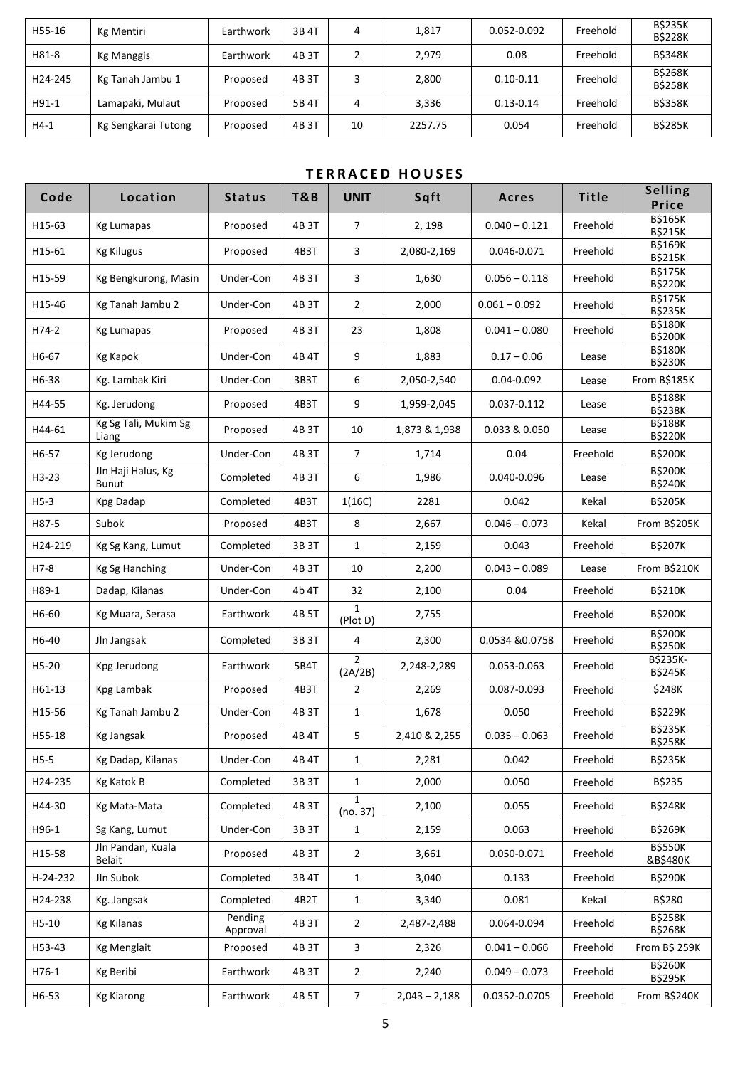| H55-16 | Kg Mentiri | Earthwork | 4B 3T | 4 | 1,817 | 0.052-0.092 | Freehold | B$235K B$228K |
|---|---|---|---|---|---|---|---|---|
| H81-8 | Kg Manggis | Earthwork | 4B 3T | 2 | 2,979 | 0.08 | Freehold | B$348K |
| H24-245 | Kg Tanah Jambu 1 | Proposed | 4B 3T | 3 | 2,800 | 0.10-0.11 | Freehold | B$268K B$258K |
| H91-1 | Lamapaki, Mulaut | Proposed | 5B 4T | 4 | 3,336 | 0.13-0.14 | Freehold | B$358K |
| H4-1 | Kg Sengkarai Tutong | Proposed | 4B 3T | 10 | 2257.75 | 0.054 | Freehold | B$285K |

## TERRACED HOUSES

| Code | Location | Status | T&B | UNIT | Sqft | Acres | Title | Selling Price |
|---|---|---|---|---|---|---|---|---|
| H15-63 | Kg Lumapas | Proposed | 4B 3T | 7 | 2, 198 | 0.040 – 0.121 | Freehold | B$165K B$215K |
| H15-61 | Kg Kilugus | Proposed | 4B3T | 3 | 2,080-2,169 | 0.046-0.071 | Freehold | B$169K B$215K |
| H15-59 | Kg Bengkurong, Masin | Under-Con | 4B 3T | 3 | 1,630 | 0.056 – 0.118 | Freehold | B$175K B$220K |
| H15-46 | Kg Tanah Jambu 2 | Under-Con | 4B 3T | 2 | 2,000 | 0.061 – 0.092 | Freehold | B$175K B$235K |
| H74-2 | Kg Lumapas | Proposed | 4B 3T | 23 | 1,808 | 0.041 – 0.080 | Freehold | B$180K B$200K |
| H6-67 | Kg Kapok | Under-Con | 4B 4T | 9 | 1,883 | 0.17 – 0.06 | Lease | B$180K B$230K |
| H6-38 | Kg. Lambak Kiri | Under-Con | 3B3T | 6 | 2,050-2,540 | 0.04-0.092 | Lease | From B$185K |
| H44-55 | Kg. Jerudong | Proposed | 4B3T | 9 | 1,959-2,045 | 0.037-0.112 | Lease | B$188K B$238K |
| H44-61 | Kg Sg Tali, Mukim Sg Liang | Proposed | 4B 3T | 10 | 1,873 & 1,938 | 0.033 & 0.050 | Lease | B$188K B$220K |
| H6-57 | Kg Jerudong | Under-Con | 4B 3T | 7 | 1,714 | 0.04 | Freehold | B$200K |
| H3-23 | Jln Haji Halus, Kg Bunut | Completed | 4B 3T | 6 | 1,986 | 0.040-0.096 | Lease | B$200K B$240K |
| H5-3 | Kpg Dadap | Completed | 4B3T | 1(16C) | 2281 | 0.042 | Kekal | B$205K |
| H87-5 | Subok | Proposed | 4B3T | 8 | 2,667 | 0.046 – 0.073 | Kekal | From B$205K |
| H24-219 | Kg Sg Kang, Lumut | Completed | 3B 3T | 1 | 2,159 | 0.043 | Freehold | B$207K |
| H7-8 | Kg Sg Hanching | Under-Con | 4B 3T | 10 | 2,200 | 0.043 – 0.089 | Lease | From B$210K |
| H89-1 | Dadap, Kilanas | Under-Con | 4b 4T | 32 | 2,100 | 0.04 | Freehold | B$210K |
| H6-60 | Kg Muara, Serasa | Earthwork | 4B 5T | 1 (Plot D) | 2,755 | | Freehold | B$200K |
| H6-40 | Jln Jangsak | Completed | 3B 3T | 4 | 2,300 | 0.0534 &0.0758 | Freehold | B$200K B$250K |
| H5-20 | Kpg Jerudong | Earthwork | 5B4T | 2 (2A/2B) | 2,248-2,289 | 0.053-0.063 | Freehold | B$235K- B$245K |
| H61-13 | Kpg Lambak | Proposed | 4B3T | 2 | 2,269 | 0.087-0.093 | Freehold | $248K |
| H15-56 | Kg Tanah Jambu 2 | Under-Con | 4B 3T | 1 | 1,678 | 0.050 | Freehold | B$229K |
| H55-18 | Kg Jangsak | Proposed | 4B 4T | 5 | 2,410 & 2,255 | 0.035 – 0.063 | Freehold | B$235K B$258K |
| H5-5 | Kg Dadap, Kilanas | Under-Con | 4B 4T | 1 | 2,281 | 0.042 | Freehold | B$235K |
| H24-235 | Kg Katok B | Completed | 3B 3T | 1 | 2,000 | 0.050 | Freehold | B$235 |
| H44-30 | Kg Mata-Mata | Completed | 4B 3T | 1 (no. 37) | 2,100 | 0.055 | Freehold | B$248K |
| H96-1 | Sg Kang, Lumut | Under-Con | 3B 3T | 1 | 2,159 | 0.063 | Freehold | B$269K |
| H15-58 | Jln Pandan, Kuala Belait | Proposed | 4B 3T | 2 | 3,661 | 0.050-0.071 | Freehold | B$550K &B$480K |
| H-24-232 | Jln Subok | Completed | 3B 4T | 1 | 3,040 | 0.133 | Freehold | B$290K |
| H24-238 | Kg. Jangsak | Completed | 4B2T | 1 | 3,340 | 0.081 | Kekal | B$280 |
| H5-10 | Kg Kilanas | Pending Approval | 4B 3T | 2 | 2,487-2,488 | 0.064-0.094 | Freehold | B$258K B$268K |
| H53-43 | Kg Menglait | Proposed | 4B 3T | 3 | 2,326 | 0.041 – 0.066 | Freehold | From B$ 259K |
| H76-1 | Kg Beribi | Earthwork | 4B 3T | 2 | 2,240 | 0.049 – 0.073 | Freehold | B$260K B$295K |
| H6-53 | Kg Kiarong | Earthwork | 4B 5T | 7 | 2,043 – 2,188 | 0.0352-0.0705 | Freehold | From B$240K |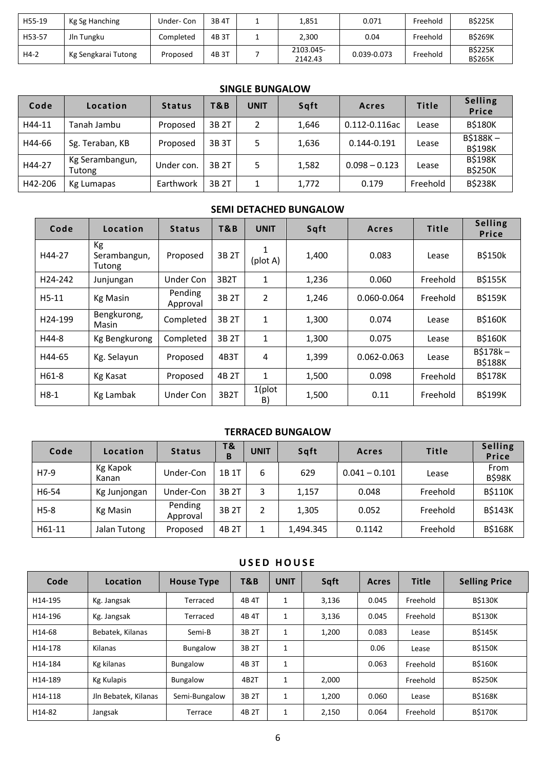| H55-19 | Kg Sg Hanching | Under- Con | 3B 4T | 1 | 1,851 | 0.071 | Freehold | B$225K |
|---|---|---|---|---|---|---|---|---|
| H53-57 | Jln Tungku | Completed | 4B 3T | 1 | 2,300 | 0.04 | Freehold | B$269K |
| H4-2 | Kg Sengkarai Tutong | Proposed | 4B 3T | 7 | 2103.045-2142.43 | 0.039-0.073 | Freehold | B$225K B$265K |

## SINGLE BUNGALOW

| Code | Location | Status | T&B | UNIT | Sqft | Acres | Title | Selling Price |
|---|---|---|---|---|---|---|---|---|
| H44-11 | Tanah Jambu | Proposed | 3B 2T | 2 | 1,646 | 0.112-0.116ac | Lease | B$180K |
| H44-66 | Sg. Teraban, KB | Proposed | 3B 3T | 5 | 1,636 | 0.144-0.191 | Lease | B$188K – B$198K |
| H44-27 | Kg Serambangun, Tutong | Under con. | 3B 2T | 5 | 1,582 | 0.098 – 0.123 | Lease | B$198K B$250K |
| H42-206 | Kg Lumapas | Earthwork | 3B 2T | 1 | 1,772 | 0.179 | Freehold | B$238K |

## SEMI DETACHED BUNGALOW

| Code | Location | Status | T&B | UNIT | Sqft | Acres | Title | Selling Price |
|---|---|---|---|---|---|---|---|---|
| H44-27 | Kg Serambangun, Tutong | Proposed | 3B 2T | 1 (plot A) | 1,400 | 0.083 | Lease | B$150k |
| H24-242 | Junjungan | Under Con | 3B2T | 1 | 1,236 | 0.060 | Freehold | B$155K |
| H5-11 | Kg Masin | Pending Approval | 3B 2T | 2 | 1,246 | 0.060-0.064 | Freehold | B$159K |
| H24-199 | Bengkurong, Masin | Completed | 3B 2T | 1 | 1,300 | 0.074 | Lease | B$160K |
| H44-8 | Kg Bengkurong | Completed | 3B 2T | 1 | 1,300 | 0.075 | Lease | B$160K |
| H44-65 | Kg. Selayun | Proposed | 4B3T | 4 | 1,399 | 0.062-0.063 | Lease | B$178k – B$188K |
| H61-8 | Kg Kasat | Proposed | 4B 2T | 1 | 1,500 | 0.098 | Freehold | B$178K |
| H8-1 | Kg Lambak | Under Con | 3B2T | 1(plot B) | 1,500 | 0.11 | Freehold | B$199K |

## TERRACED BUNGALOW

| Code | Location | Status | T&B | UNIT | Sqft | Acres | Title | Selling Price |
|---|---|---|---|---|---|---|---|---|
| H7-9 | Kg Kapok Kanan | Under-Con | 1B 1T | 6 | 629 | 0.041 – 0.101 | Lease | From B$98K |
| H6-54 | Kg Junjongan | Under-Con | 3B 2T | 3 | 1,157 | 0.048 | Freehold | B$110K |
| H5-8 | Kg Masin | Pending Approval | 3B 2T | 2 | 1,305 | 0.052 | Freehold | B$143K |
| H61-11 | Jalan Tutong | Proposed | 4B 2T | 1 | 1,494.345 | 0.1142 | Freehold | B$168K |

## USED HOUSE

| Code | Location | House Type | T&B | UNIT | Sqft | Acres | Title | Selling Price |
|---|---|---|---|---|---|---|---|---|
| H14-195 | Kg. Jangsak | Terraced | 4B 4T | 1 | 3,136 | 0.045 | Freehold | B$130K |
| H14-196 | Kg. Jangsak | Terraced | 4B 4T | 1 | 3,136 | 0.045 | Freehold | B$130K |
| H14-68 | Bebatek, Kilanas | Semi-B | 3B 2T | 1 | 1,200 | 0.083 | Lease | B$145K |
| H14-178 | Kilanas | Bungalow | 3B 2T | 1 | | 0.06 | Lease | B$150K |
| H14-184 | Kg kilanas | Bungalow | 4B 3T | 1 | | 0.063 | Freehold | B$160K |
| H14-189 | Kg Kulapis | Bungalow | 4B2T | 1 | 2,000 | | Freehold | B$250K |
| H14-118 | Jln Bebatek, Kilanas | Semi-Bungalow | 3B 2T | 1 | 1,200 | 0.060 | Lease | B$168K |
| H14-82 | Jangsak | Terrace | 4B 2T | 1 | 2,150 | 0.064 | Freehold | B$170K |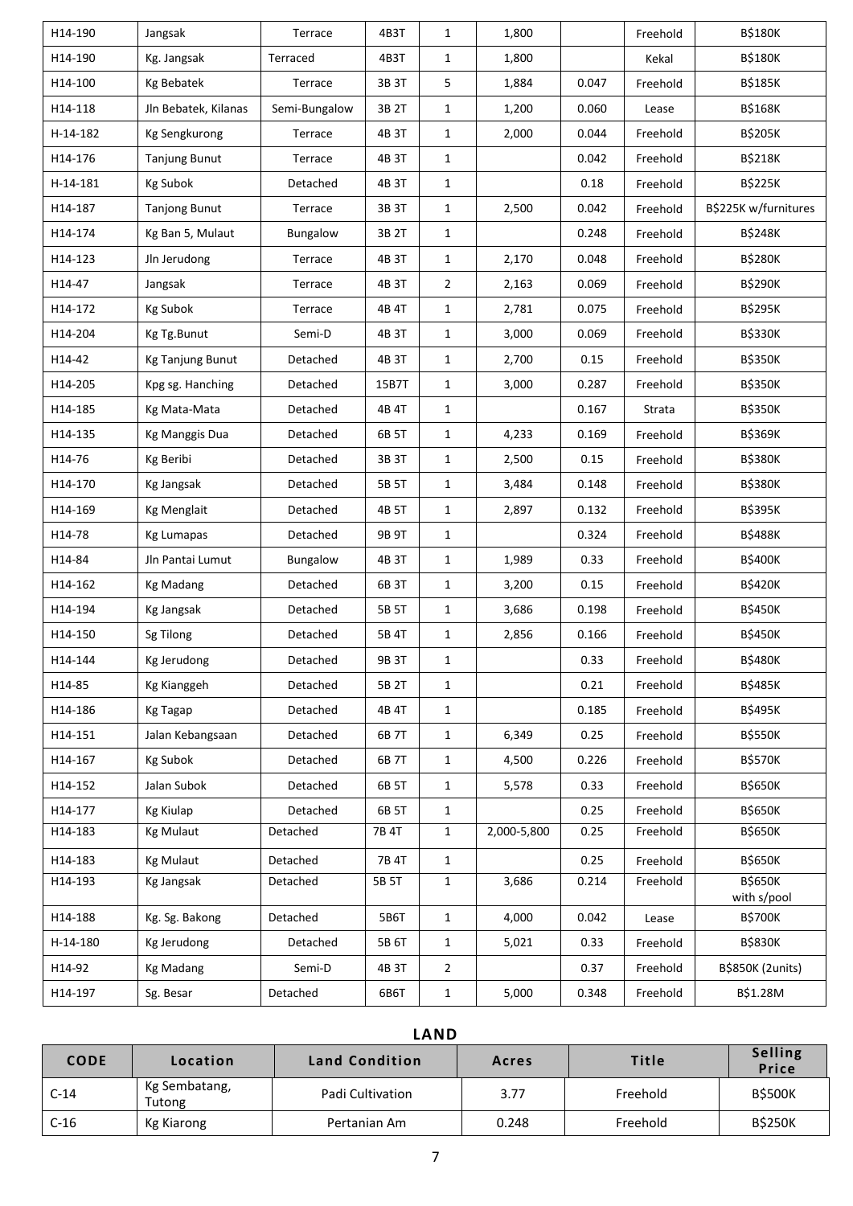| | | | | | | | | |
|---|---|---|---|---|---|---|---|---|
| H14-190 | Jangsak | Terrace | 4B3T | 1 | 1,800 | | Freehold | B$180K |
| H14-190 | Kg. Jangsak | Terraced | 4B3T | 1 | 1,800 | | Kekal | B$180K |
| H14-100 | Kg Bebatek | Terrace | 3B 3T | 5 | 1,884 | 0.047 | Freehold | B$185K |
| H14-118 | Jln Bebatek, Kilanas | Semi-Bungalow | 3B 2T | 1 | 1,200 | 0.060 | Lease | B$168K |
| H-14-182 | Kg Sengkurong | Terrace | 4B 3T | 1 | 2,000 | 0.044 | Freehold | B$205K |
| H14-176 | Tanjung Bunut | Terrace | 4B 3T | 1 | | 0.042 | Freehold | B$218K |
| H-14-181 | Kg Subok | Detached | 4B 3T | 1 | | 0.18 | Freehold | B$225K |
| H14-187 | Tanjong Bunut | Terrace | 3B 3T | 1 | 2,500 | 0.042 | Freehold | B$225K w/furnitures |
| H14-174 | Kg Ban 5, Mulaut | Bungalow | 3B 2T | 1 | | 0.248 | Freehold | B$248K |
| H14-123 | Jln Jerudong | Terrace | 4B 3T | 1 | 2,170 | 0.048 | Freehold | B$280K |
| H14-47 | Jangsak | Terrace | 4B 3T | 2 | 2,163 | 0.069 | Freehold | B$290K |
| H14-172 | Kg Subok | Terrace | 4B 4T | 1 | 2,781 | 0.075 | Freehold | B$295K |
| H14-204 | Kg Tg.Bunut | Semi-D | 4B 3T | 1 | 3,000 | 0.069 | Freehold | B$330K |
| H14-42 | Kg Tanjung Bunut | Detached | 4B 3T | 1 | 2,700 | 0.15 | Freehold | B$350K |
| H14-205 | Kpg sg. Hanching | Detached | 15B7T | 1 | 3,000 | 0.287 | Freehold | B$350K |
| H14-185 | Kg Mata-Mata | Detached | 4B 4T | 1 | | 0.167 | Strata | B$350K |
| H14-135 | Kg Manggis Dua | Detached | 6B 5T | 1 | 4,233 | 0.169 | Freehold | B$369K |
| H14-76 | Kg Beribi | Detached | 3B 3T | 1 | 2,500 | 0.15 | Freehold | B$380K |
| H14-170 | Kg Jangsak | Detached | 5B 5T | 1 | 3,484 | 0.148 | Freehold | B$380K |
| H14-169 | Kg Menglait | Detached | 4B 5T | 1 | 2,897 | 0.132 | Freehold | B$395K |
| H14-78 | Kg Lumapas | Detached | 9B 9T | 1 | | 0.324 | Freehold | B$488K |
| H14-84 | Jln Pantai Lumut | Bungalow | 4B 3T | 1 | 1,989 | 0.33 | Freehold | B$400K |
| H14-162 | Kg Madang | Detached | 6B 3T | 1 | 3,200 | 0.15 | Freehold | B$420K |
| H14-194 | Kg Jangsak | Detached | 5B 5T | 1 | 3,686 | 0.198 | Freehold | B$450K |
| H14-150 | Sg Tilong | Detached | 5B 4T | 1 | 2,856 | 0.166 | Freehold | B$450K |
| H14-144 | Kg Jerudong | Detached | 9B 3T | 1 | | 0.33 | Freehold | B$480K |
| H14-85 | Kg Kianggeh | Detached | 5B 2T | 1 | | 0.21 | Freehold | B$485K |
| H14-186 | Kg Tagap | Detached | 4B 4T | 1 | | 0.185 | Freehold | B$495K |
| H14-151 | Jalan Kebangsaan | Detached | 6B 7T | 1 | 6,349 | 0.25 | Freehold | B$550K |
| H14-167 | Kg Subok | Detached | 6B 7T | 1 | 4,500 | 0.226 | Freehold | B$570K |
| H14-152 | Jalan Subok | Detached | 6B 5T | 1 | 5,578 | 0.33 | Freehold | B$650K |
| H14-177 | Kg Kiulap | Detached | 6B 5T | 1 | | 0.25 | Freehold | B$650K |
| H14-183 | Kg Mulaut | Detached | 7B 4T | 1 | 2,000-5,800 | 0.25 | Freehold | B$650K |
| H14-183 | Kg Mulaut | Detached | 7B 4T | 1 | | 0.25 | Freehold | B$650K |
| H14-193 | Kg Jangsak | Detached | 5B 5T | 1 | 3,686 | 0.214 | Freehold | B$650K with s/pool |
| H14-188 | Kg. Sg. Bakong | Detached | 5B6T | 1 | 4,000 | 0.042 | Lease | B$700K |
| H-14-180 | Kg Jerudong | Detached | 5B 6T | 1 | 5,021 | 0.33 | Freehold | B$830K |
| H14-92 | Kg Madang | Semi-D | 4B 3T | 2 | | 0.37 | Freehold | B$850K (2units) |
| H14-197 | Sg. Besar | Detached | 6B6T | 1 | 5,000 | 0.348 | Freehold | B$1.28M |

## LAND

| CODE | Location | Land Condition | Acres | Title | Selling Price |
|---|---|---|---|---|---|
| C-14 | Kg Sembatang, Tutong | Padi Cultivation | 3.77 | Freehold | B$500K |
| C-16 | Kg Kiarong | Pertanian Am | 0.248 | Freehold | B$250K |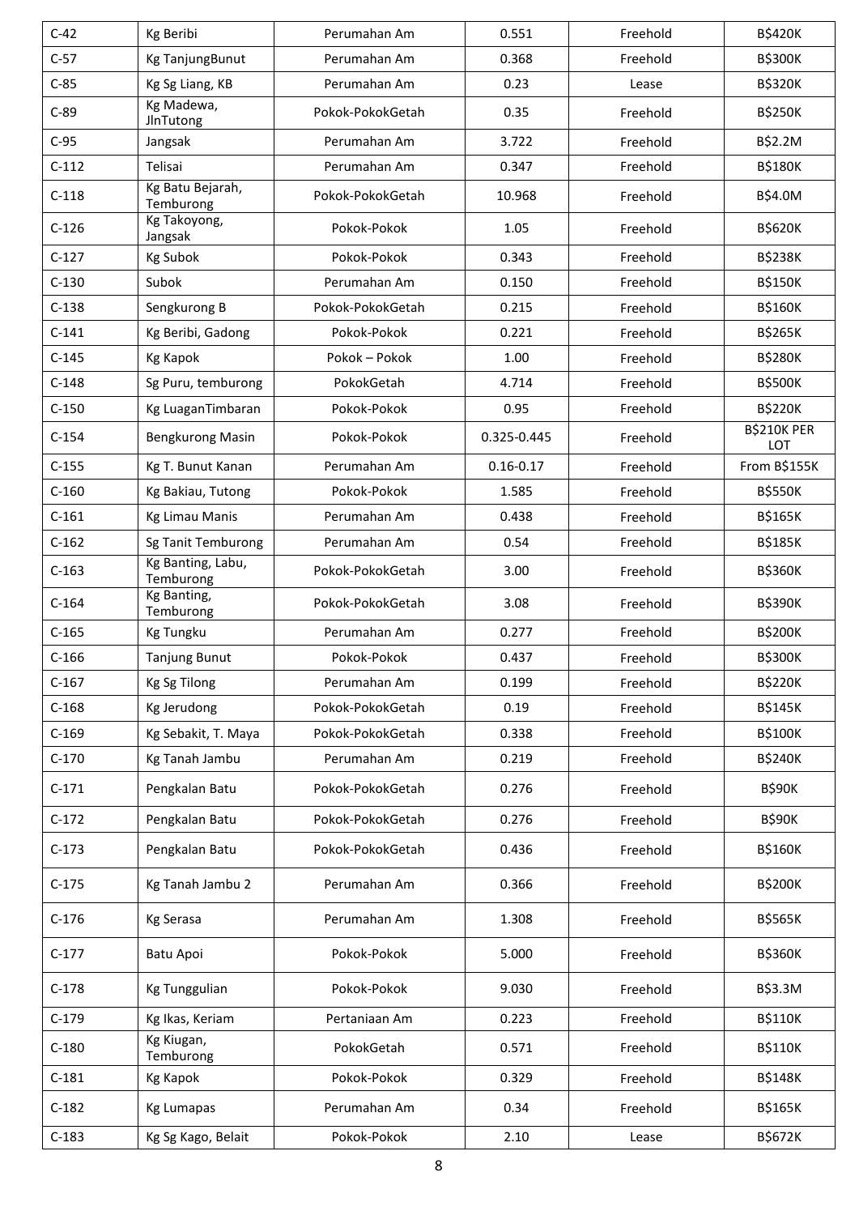| C-42 | Kg Beribi | Perumahan Am | 0.551 | Freehold | B$420K |
|---|---|---|---|---|---|
| C-57 | Kg TanjungBunut | Perumahan Am | 0.368 | Freehold | B$300K |
| C-85 | Kg Sg Liang, KB | Perumahan Am | 0.23 | Lease | B$320K |
| C-89 | Kg Madewa, JlnTutong | Pokok-PokokGetah | 0.35 | Freehold | B$250K |
| C-95 | Jangsak | Perumahan Am | 3.722 | Freehold | B$2.2M |
| C-112 | Telisai | Perumahan Am | 0.347 | Freehold | B$180K |
| C-118 | Kg Batu Bejarah, Temburong | Pokok-PokokGetah | 10.968 | Freehold | B$4.0M |
| C-126 | Kg Takoyong, Jangsak | Pokok-Pokok | 1.05 | Freehold | B$620K |
| C-127 | Kg Subok | Pokok-Pokok | 0.343 | Freehold | B$238K |
| C-130 | Subok | Perumahan Am | 0.150 | Freehold | B$150K |
| C-138 | Sengkurong B | Pokok-PokokGetah | 0.215 | Freehold | B$160K |
| C-141 | Kg Beribi, Gadong | Pokok-Pokok | 0.221 | Freehold | B$265K |
| C-145 | Kg Kapok | Pokok – Pokok | 1.00 | Freehold | B$280K |
| C-148 | Sg Puru, temburong | PokokGetah | 4.714 | Freehold | B$500K |
| C-150 | Kg LuaganTimbaran | Pokok-Pokok | 0.95 | Freehold | B$220K |
| C-154 | Bengkurong Masin | Pokok-Pokok | 0.325-0.445 | Freehold | B$210K PER LOT |
| C-155 | Kg T. Bunut Kanan | Perumahan Am | 0.16-0.17 | Freehold | From B$155K |
| C-160 | Kg Bakiau, Tutong | Pokok-Pokok | 1.585 | Freehold | B$550K |
| C-161 | Kg Limau Manis | Perumahan Am | 0.438 | Freehold | B$165K |
| C-162 | Sg Tanit Temburong | Perumahan Am | 0.54 | Freehold | B$185K |
| C-163 | Kg Banting, Labu, Temburong | Pokok-PokokGetah | 3.00 | Freehold | B$360K |
| C-164 | Kg Banting, Temburong | Pokok-PokokGetah | 3.08 | Freehold | B$390K |
| C-165 | Kg Tungku | Perumahan Am | 0.277 | Freehold | B$200K |
| C-166 | Tanjung Bunut | Pokok-Pokok | 0.437 | Freehold | B$300K |
| C-167 | Kg Sg Tilong | Perumahan Am | 0.199 | Freehold | B$220K |
| C-168 | Kg Jerudong | Pokok-PokokGetah | 0.19 | Freehold | B$145K |
| C-169 | Kg Sebakit, T. Maya | Pokok-PokokGetah | 0.338 | Freehold | B$100K |
| C-170 | Kg Tanah Jambu | Perumahan Am | 0.219 | Freehold | B$240K |
| C-171 | Pengkalan Batu | Pokok-PokokGetah | 0.276 | Freehold | B$90K |
| C-172 | Pengkalan Batu | Pokok-PokokGetah | 0.276 | Freehold | B$90K |
| C-173 | Pengkalan Batu | Pokok-PokokGetah | 0.436 | Freehold | B$160K |
| C-175 | Kg Tanah Jambu 2 | Perumahan Am | 0.366 | Freehold | B$200K |
| C-176 | Kg Serasa | Perumahan Am | 1.308 | Freehold | B$565K |
| C-177 | Batu Apoi | Pokok-Pokok | 5.000 | Freehold | B$360K |
| C-178 | Kg Tunggulian | Pokok-Pokok | 9.030 | Freehold | B$3.3M |
| C-179 | Kg Ikas, Keriam | Pertaniaan Am | 0.223 | Freehold | B$110K |
| C-180 | Kg Kiugan, Temburong | PokokGetah | 0.571 | Freehold | B$110K |
| C-181 | Kg Kapok | Pokok-Pokok | 0.329 | Freehold | B$148K |
| C-182 | Kg Lumapas | Perumahan Am | 0.34 | Freehold | B$165K |
| C-183 | Kg Sg Kago, Belait | Pokok-Pokok | 2.10 | Lease | B$672K |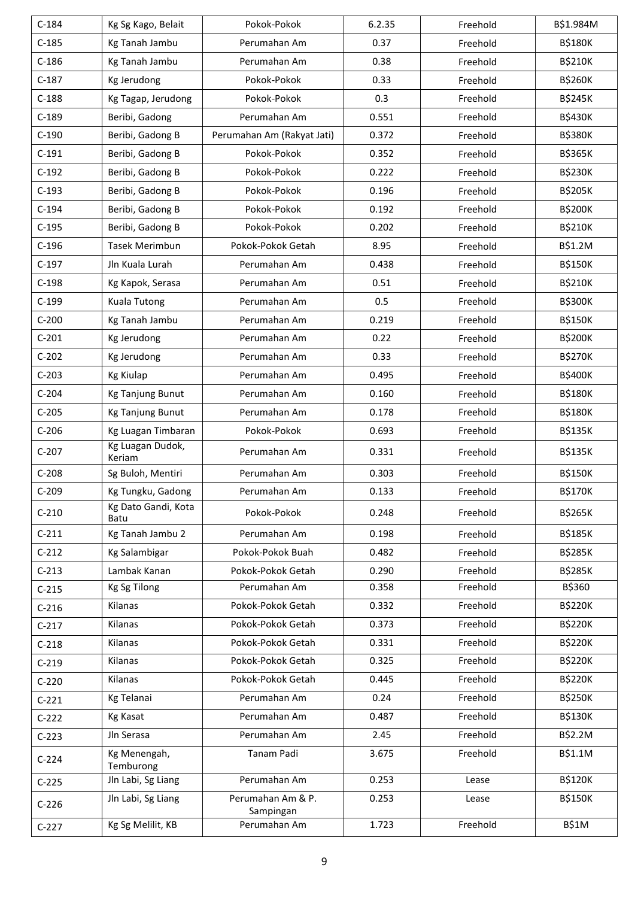| C-184 | Kg Sg Kago, Belait | Pokok-Pokok | 6.2.35 | Freehold | B$1.984M |
|---|---|---|---|---|---|
| C-185 | Kg Tanah Jambu | Perumahan Am | 0.37 | Freehold | B$180K |
| C-186 | Kg Tanah Jambu | Perumahan Am | 0.38 | Freehold | B$210K |
| C-187 | Kg Jerudong | Pokok-Pokok | 0.33 | Freehold | B$260K |
| C-188 | Kg Tagap, Jerudong | Pokok-Pokok | 0.3 | Freehold | B$245K |
| C-189 | Beribi, Gadong | Perumahan Am | 0.551 | Freehold | B$430K |
| C-190 | Beribi, Gadong B | Perumahan Am (Rakyat Jati) | 0.372 | Freehold | B$380K |
| C-191 | Beribi, Gadong B | Pokok-Pokok | 0.352 | Freehold | B$365K |
| C-192 | Beribi, Gadong B | Pokok-Pokok | 0.222 | Freehold | B$230K |
| C-193 | Beribi, Gadong B | Pokok-Pokok | 0.196 | Freehold | B$205K |
| C-194 | Beribi, Gadong B | Pokok-Pokok | 0.192 | Freehold | B$200K |
| C-195 | Beribi, Gadong B | Pokok-Pokok | 0.202 | Freehold | B$210K |
| C-196 | Tasek Merimbun | Pokok-Pokok Getah | 8.95 | Freehold | B$1.2M |
| C-197 | Jln Kuala Lurah | Perumahan Am | 0.438 | Freehold | B$150K |
| C-198 | Kg Kapok, Serasa | Perumahan Am | 0.51 | Freehold | B$210K |
| C-199 | Kuala Tutong | Perumahan Am | 0.5 | Freehold | B$300K |
| C-200 | Kg Tanah Jambu | Perumahan Am | 0.219 | Freehold | B$150K |
| C-201 | Kg Jerudong | Perumahan Am | 0.22 | Freehold | B$200K |
| C-202 | Kg Jerudong | Perumahan Am | 0.33 | Freehold | B$270K |
| C-203 | Kg Kiulap | Perumahan Am | 0.495 | Freehold | B$400K |
| C-204 | Kg Tanjung Bunut | Perumahan Am | 0.160 | Freehold | B$180K |
| C-205 | Kg Tanjung Bunut | Perumahan Am | 0.178 | Freehold | B$180K |
| C-206 | Kg Luagan Timbaran | Pokok-Pokok | 0.693 | Freehold | B$135K |
| C-207 | Kg Luagan Dudok, Keriam | Perumahan Am | 0.331 | Freehold | B$135K |
| C-208 | Sg Buloh, Mentiri | Perumahan Am | 0.303 | Freehold | B$150K |
| C-209 | Kg Tungku, Gadong | Perumahan Am | 0.133 | Freehold | B$170K |
| C-210 | Kg Dato Gandi, Kota Batu | Pokok-Pokok | 0.248 | Freehold | B$265K |
| C-211 | Kg Tanah Jambu 2 | Perumahan Am | 0.198 | Freehold | B$185K |
| C-212 | Kg Salambigar | Pokok-Pokok Buah | 0.482 | Freehold | B$285K |
| C-213 | Lambak Kanan | Pokok-Pokok Getah | 0.290 | Freehold | B$285K |
| C-215 | Kg Sg Tilong | Perumahan Am | 0.358 | Freehold | B$360 |
| C-216 | Kilanas | Pokok-Pokok Getah | 0.332 | Freehold | B$220K |
| C-217 | Kilanas | Pokok-Pokok Getah | 0.373 | Freehold | B$220K |
| C-218 | Kilanas | Pokok-Pokok Getah | 0.331 | Freehold | B$220K |
| C-219 | Kilanas | Pokok-Pokok Getah | 0.325 | Freehold | B$220K |
| C-220 | Kilanas | Pokok-Pokok Getah | 0.445 | Freehold | B$220K |
| C-221 | Kg Telanai | Perumahan Am | 0.24 | Freehold | B$250K |
| C-222 | Kg Kasat | Perumahan Am | 0.487 | Freehold | B$130K |
| C-223 | Jln Serasa | Perumahan Am | 2.45 | Freehold | B$2.2M |
| C-224 | Kg Menengah, Temburong | Tanam Padi | 3.675 | Freehold | B$1.1M |
| C-225 | Jln Labi, Sg Liang | Perumahan Am | 0.253 | Lease | B$120K |
| C-226 | Jln Labi, Sg Liang | Perumahan Am & P. Sampingan | 0.253 | Lease | B$150K |
| C-227 | Kg Sg Melilit, KB | Perumahan Am | 1.723 | Freehold | B$1M |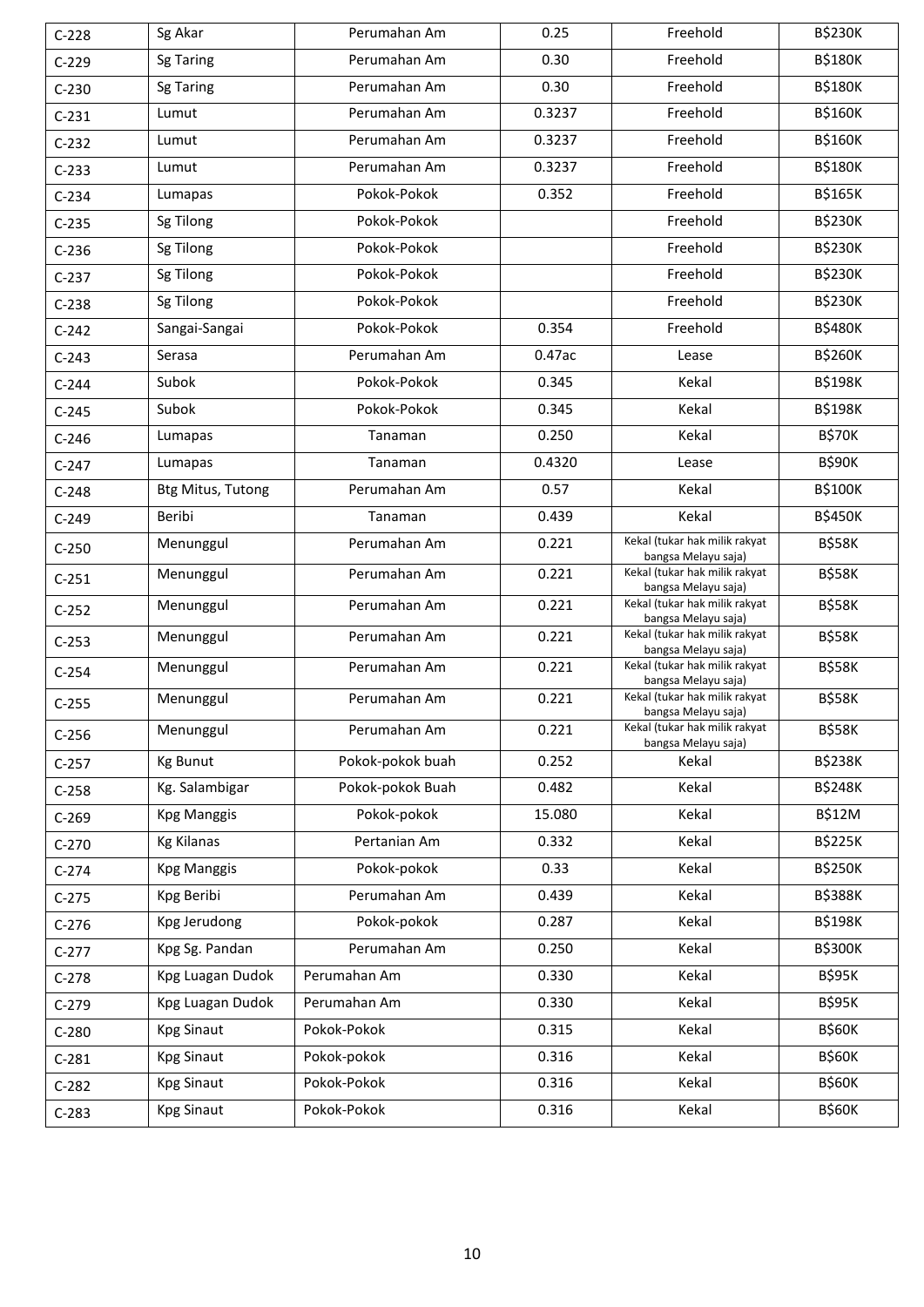| C-228 | Sg Akar | Perumahan Am | 0.25 | Freehold | B$230K |
|---|---|---|---|---|---|
| C-229 | Sg Taring | Perumahan Am | 0.30 | Freehold | B$180K |
| C-230 | Sg Taring | Perumahan Am | 0.30 | Freehold | B$180K |
| C-231 | Lumut | Perumahan Am | 0.3237 | Freehold | B$160K |
| C-232 | Lumut | Perumahan Am | 0.3237 | Freehold | B$160K |
| C-233 | Lumut | Perumahan Am | 0.3237 | Freehold | B$180K |
| C-234 | Lumapas | Pokok-Pokok | 0.352 | Freehold | B$165K |
| C-235 | Sg Tilong | Pokok-Pokok | | Freehold | B$230K |
| C-236 | Sg Tilong | Pokok-Pokok | | Freehold | B$230K |
| C-237 | Sg Tilong | Pokok-Pokok | | Freehold | B$230K |
| C-238 | Sg Tilong | Pokok-Pokok | | Freehold | B$230K |
| C-242 | Sangai-Sangai | Pokok-Pokok | 0.354 | Freehold | B$480K |
| C-243 | Serasa | Perumahan Am | 0.47ac | Lease | B$260K |
| C-244 | Subok | Pokok-Pokok | 0.345 | Kekal | B$198K |
| C-245 | Subok | Pokok-Pokok | 0.345 | Kekal | B$198K |
| C-246 | Lumapas | Tanaman | 0.250 | Kekal | B$70K |
| C-247 | Lumapas | Tanaman | 0.4320 | Lease | B$90K |
| C-248 | Btg Mitus, Tutong | Perumahan Am | 0.57 | Kekal | B$100K |
| C-249 | Beribi | Tanaman | 0.439 | Kekal | B$450K |
| C-250 | Menunggul | Perumahan Am | 0.221 | Kekal (tukar hak milik rakyat bangsa Melayu saja) | B$58K |
| C-251 | Menunggul | Perumahan Am | 0.221 | Kekal (tukar hak milik rakyat bangsa Melayu saja) | B$58K |
| C-252 | Menunggul | Perumahan Am | 0.221 | Kekal (tukar hak milik rakyat bangsa Melayu saja) | B$58K |
| C-253 | Menunggul | Perumahan Am | 0.221 | Kekal (tukar hak milik rakyat bangsa Melayu saja) | B$58K |
| C-254 | Menunggul | Perumahan Am | 0.221 | Kekal (tukar hak milik rakyat bangsa Melayu saja) | B$58K |
| C-255 | Menunggul | Perumahan Am | 0.221 | Kekal (tukar hak milik rakyat bangsa Melayu saja) | B$58K |
| C-256 | Menunggul | Perumahan Am | 0.221 | Kekal (tukar hak milik rakyat bangsa Melayu saja) | B$58K |
| C-257 | Kg Bunut | Pokok-pokok buah | 0.252 | Kekal | B$238K |
| C-258 | Kg. Salambigar | Pokok-pokok Buah | 0.482 | Kekal | B$248K |
| C-269 | Kpg Manggis | Pokok-pokok | 15.080 | Kekal | B$12M |
| C-270 | Kg Kilanas | Pertanian Am | 0.332 | Kekal | B$225K |
| C-274 | Kpg Manggis | Pokok-pokok | 0.33 | Kekal | B$250K |
| C-275 | Kpg Beribi | Perumahan Am | 0.439 | Kekal | B$388K |
| C-276 | Kpg Jerudong | Pokok-pokok | 0.287 | Kekal | B$198K |
| C-277 | Kpg Sg. Pandan | Perumahan Am | 0.250 | Kekal | B$300K |
| C-278 | Kpg Luagan Dudok | Perumahan Am | 0.330 | Kekal | B$95K |
| C-279 | Kpg Luagan Dudok | Perumahan Am | 0.330 | Kekal | B$95K |
| C-280 | Kpg Sinaut | Pokok-Pokok | 0.315 | Kekal | B$60K |
| C-281 | Kpg Sinaut | Pokok-pokok | 0.316 | Kekal | B$60K |
| C-282 | Kpg Sinaut | Pokok-Pokok | 0.316 | Kekal | B$60K |
| C-283 | Kpg Sinaut | Pokok-Pokok | 0.316 | Kekal | B$60K |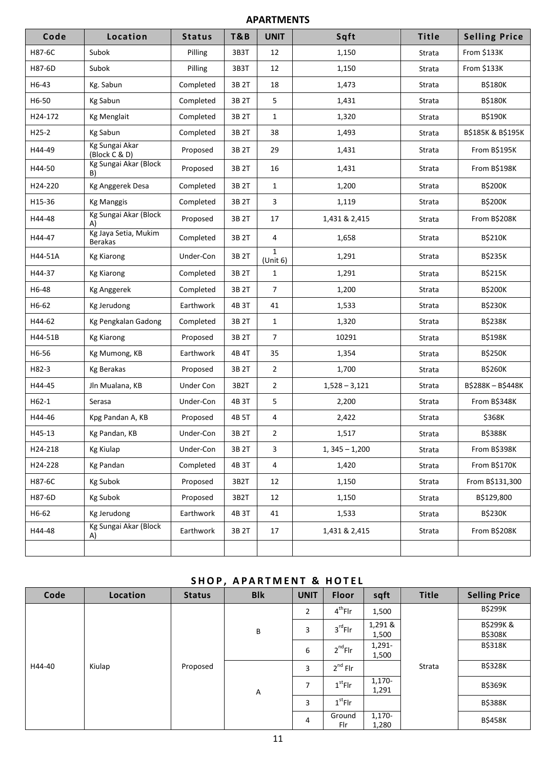## APARTMENTS

| Code | Location | Status | T&B | UNIT | Sqft | Title | Selling Price |
|---|---|---|---|---|---|---|---|
| H87-6C | Subok | Pilling | 3B3T | 12 | 1,150 | Strata | From $133K |
| H87-6D | Subok | Pilling | 3B3T | 12 | 1,150 | Strata | From $133K |
| H6-43 | Kg. Sabun | Completed | 3B 2T | 18 | 1,473 | Strata | B$180K |
| H6-50 | Kg Sabun | Completed | 3B 2T | 5 | 1,431 | Strata | B$180K |
| H24-172 | Kg Menglait | Completed | 3B 2T | 1 | 1,320 | Strata | B$190K |
| H25-2 | Kg Sabun | Completed | 3B 2T | 38 | 1,493 | Strata | B$185K & B$195K |
| H44-49 | Kg Sungai Akar (Block C & D) | Proposed | 3B 2T | 29 | 1,431 | Strata | From B$195K |
| H44-50 | Kg Sungai Akar (Block B) | Proposed | 3B 2T | 16 | 1,431 | Strata | From B$198K |
| H24-220 | Kg Anggerek Desa | Completed | 3B 2T | 1 | 1,200 | Strata | B$200K |
| H15-36 | Kg Manggis | Completed | 3B 2T | 3 | 1,119 | Strata | B$200K |
| H44-48 | Kg Sungai Akar (Block A) | Proposed | 3B 2T | 17 | 1,431 & 2,415 | Strata | From B$208K |
| H44-47 | Kg Jaya Setia, Mukim Berakas | Completed | 3B 2T | 4 | 1,658 | Strata | B$210K |
| H44-51A | Kg Kiarong | Under-Con | 3B 2T | 1 (Unit 6) | 1,291 | Strata | B$235K |
| H44-37 | Kg Kiarong | Completed | 3B 2T | 1 | 1,291 | Strata | B$215K |
| H6-48 | Kg Anggerek | Completed | 3B 2T | 7 | 1,200 | Strata | B$200K |
| H6-62 | Kg Jerudong | Earthwork | 4B 3T | 41 | 1,533 | Strata | B$230K |
| H44-62 | Kg Pengkalan Gadong | Completed | 3B 2T | 1 | 1,320 | Strata | B$238K |
| H44-51B | Kg Kiarong | Proposed | 3B 2T | 7 | 10291 | Strata | B$198K |
| H6-56 | Kg Mumong, KB | Earthwork | 4B 4T | 35 | 1,354 | Strata | B$250K |
| H82-3 | Kg Berakas | Proposed | 3B 2T | 2 | 1,700 | Strata | B$260K |
| H44-45 | Jln Mualana, KB | Under Con | 3B2T | 2 | 1,528 – 3,121 | Strata | B$288K – B$448K |
| H62-1 | Serasa | Under-Con | 4B 3T | 5 | 2,200 | Strata | From B$348K |
| H44-46 | Kpg Pandan A, KB | Proposed | 4B 5T | 4 | 2,422 | Strata | $368K |
| H45-13 | Kg Pandan, KB | Under-Con | 3B 2T | 2 | 1,517 | Strata | B$388K |
| H24-218 | Kg Kiulap | Under-Con | 3B 2T | 3 | 1, 345 – 1,200 | Strata | From B$398K |
| H24-228 | Kg Pandan | Completed | 4B 3T | 4 | 1,420 | Strata | From B$170K |
| H87-6C | Kg Subok | Proposed | 3B2T | 12 | 1,150 | Strata | From B$131,300 |
| H87-6D | Kg Subok | Proposed | 3B2T | 12 | 1,150 | Strata | B$129,800 |
| H6-62 | Kg Jerudong | Earthwork | 4B 3T | 41 | 1,533 | Strata | B$230K |
| H44-48 | Kg Sungai Akar (Block A) | Earthwork | 3B 2T | 17 | 1,431 & 2,415 | Strata | From B$208K |
| | | | | | | | |

## SHOP, APARTMENT & HOTEL

| Code | Location | Status | Blk | UNIT | Floor | sqft | Title | Selling Price |
|---|---|---|---|---|---|---|---|---|
| H44-40 | Kiulap | Proposed | B | 2 | 4th Flr | 1,500 | Strata | B$299K |
| | | | | 3 | 3rd Flr | 1,291 & 1,500 | | B$299K & B$308K |
| | | | | 6 | 2nd Flr | 1,291-1,500 | | B$318K |
| | | | A | 3 | 2nd Flr | | | B$328K |
| | | | | 7 | 1st Flr | 1,170-1,291 | | B$369K |
| | | | | 3 | 1st Flr | | | B$388K |
| | | | | 4 | Ground Flr | 1,170-1,280 | | B$458K |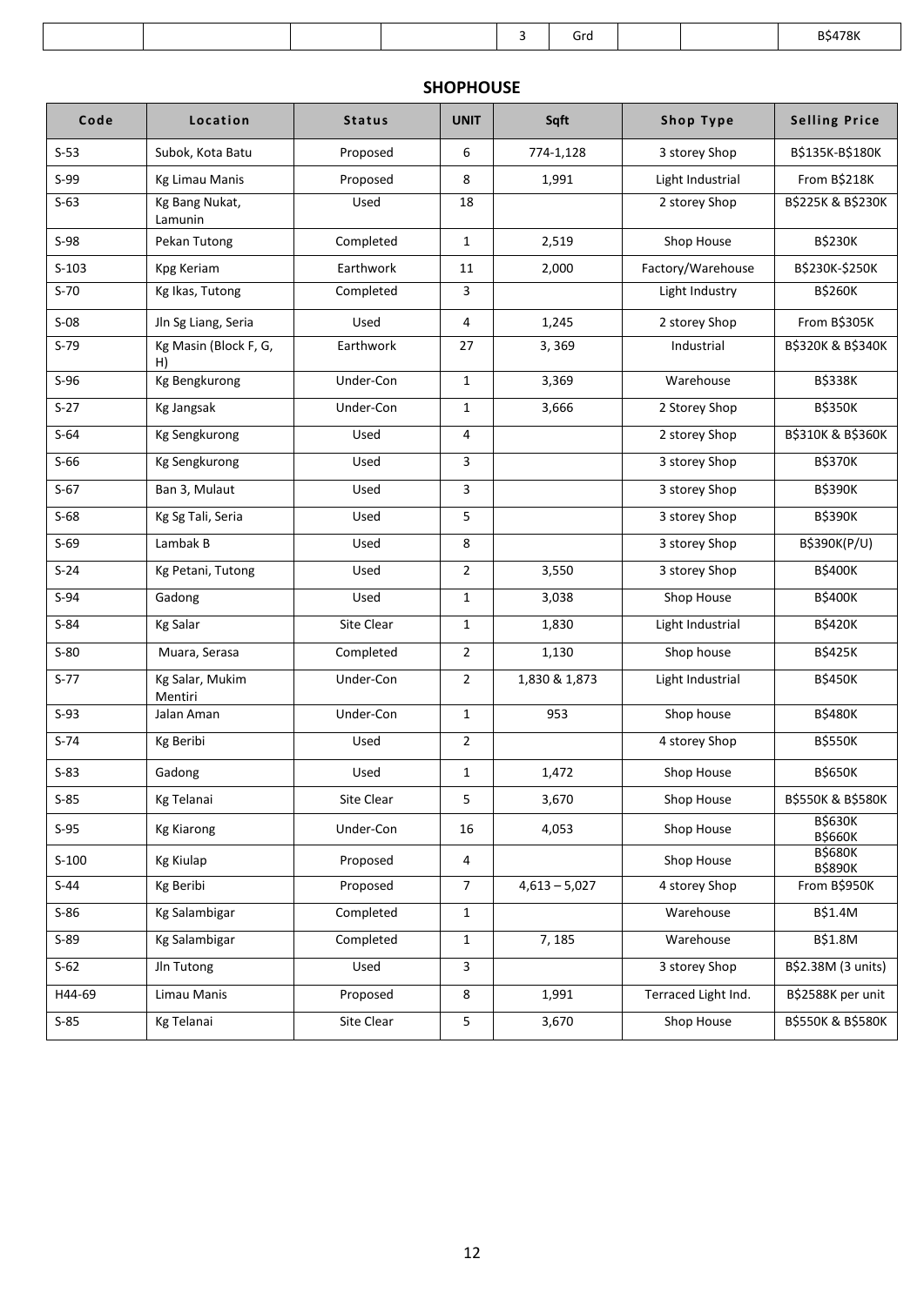| | | | | | | | | |
|---|---|---|---|---|---|---|---|---|
| | | | | 3 | Grd | | | B$478K |

## SHOPHOUSE

| Code | Location | Status | UNIT | Sqft | Shop Type | Selling Price |
|---|---|---|---|---|---|---|
| S-53 | Subok, Kota Batu | Proposed | 6 | 774-1,128 | 3 storey Shop | B$135K-B$180K |
| S-99 | Kg Limau Manis | Proposed | 8 | 1,991 | Light Industrial | From B$218K |
| S-63 | Kg Bang Nukat, Lamunin | Used | 18 | | 2 storey Shop | B$225K & B$230K |
| S-98 | Pekan Tutong | Completed | 1 | 2,519 | Shop House | B$230K |
| S-103 | Kpg Keriam | Earthwork | 11 | 2,000 | Factory/Warehouse | B$230K-$250K |
| S-70 | Kg Ikas, Tutong | Completed | 3 | | Light Industry | B$260K |
| S-08 | Jln Sg Liang, Seria | Used | 4 | 1,245 | 2 storey Shop | From B$305K |
| S-79 | Kg Masin (Block F, G, H) | Earthwork | 27 | 3, 369 | Industrial | B$320K & B$340K |
| S-96 | Kg Bengkurong | Under-Con | 1 | 3,369 | Warehouse | B$338K |
| S-27 | Kg Jangsak | Under-Con | 1 | 3,666 | 2 Storey Shop | B$350K |
| S-64 | Kg Sengkurong | Used | 4 | | 2 storey Shop | B$310K & B$360K |
| S-66 | Kg Sengkurong | Used | 3 | | 3 storey Shop | B$370K |
| S-67 | Ban 3, Mulaut | Used | 3 | | 3 storey Shop | B$390K |
| S-68 | Kg Sg Tali, Seria | Used | 5 | | 3 storey Shop | B$390K |
| S-69 | Lambak B | Used | 8 | | 3 storey Shop | B$390K(P/U) |
| S-24 | Kg Petani, Tutong | Used | 2 | 3,550 | 3 storey Shop | B$400K |
| S-94 | Gadong | Used | 1 | 3,038 | Shop House | B$400K |
| S-84 | Kg Salar | Site Clear | 1 | 1,830 | Light Industrial | B$420K |
| S-80 | Muara, Serasa | Completed | 2 | 1,130 | Shop house | B$425K |
| S-77 | Kg Salar, Mukim Mentiri | Under-Con | 2 | 1,830 & 1,873 | Light Industrial | B$450K |
| S-93 | Jalan Aman | Under-Con | 1 | 953 | Shop house | B$480K |
| S-74 | Kg Beribi | Used | 2 | | 4 storey Shop | B$550K |
| S-83 | Gadong | Used | 1 | 1,472 | Shop House | B$650K |
| S-85 | Kg Telanai | Site Clear | 5 | 3,670 | Shop House | B$550K & B$580K |
| S-95 | Kg Kiarong | Under-Con | 16 | 4,053 | Shop House | B$630K B$660K |
| S-100 | Kg Kiulap | Proposed | 4 | | Shop House | B$680K B$890K |
| S-44 | Kg Beribi | Proposed | 7 | 4,613 – 5,027 | 4 storey Shop | From B$950K |
| S-86 | Kg Salambigar | Completed | 1 | | Warehouse | B$1.4M |
| S-89 | Kg Salambigar | Completed | 1 | 7, 185 | Warehouse | B$1.8M |
| S-62 | Jln Tutong | Used | 3 | | 3 storey Shop | B$2.38M (3 units) |
| H44-69 | Limau Manis | Proposed | 8 | 1,991 | Terraced Light Ind. | B$2588K per unit |
| S-85 | Kg Telanai | Site Clear | 5 | 3,670 | Shop House | B$550K & B$580K |